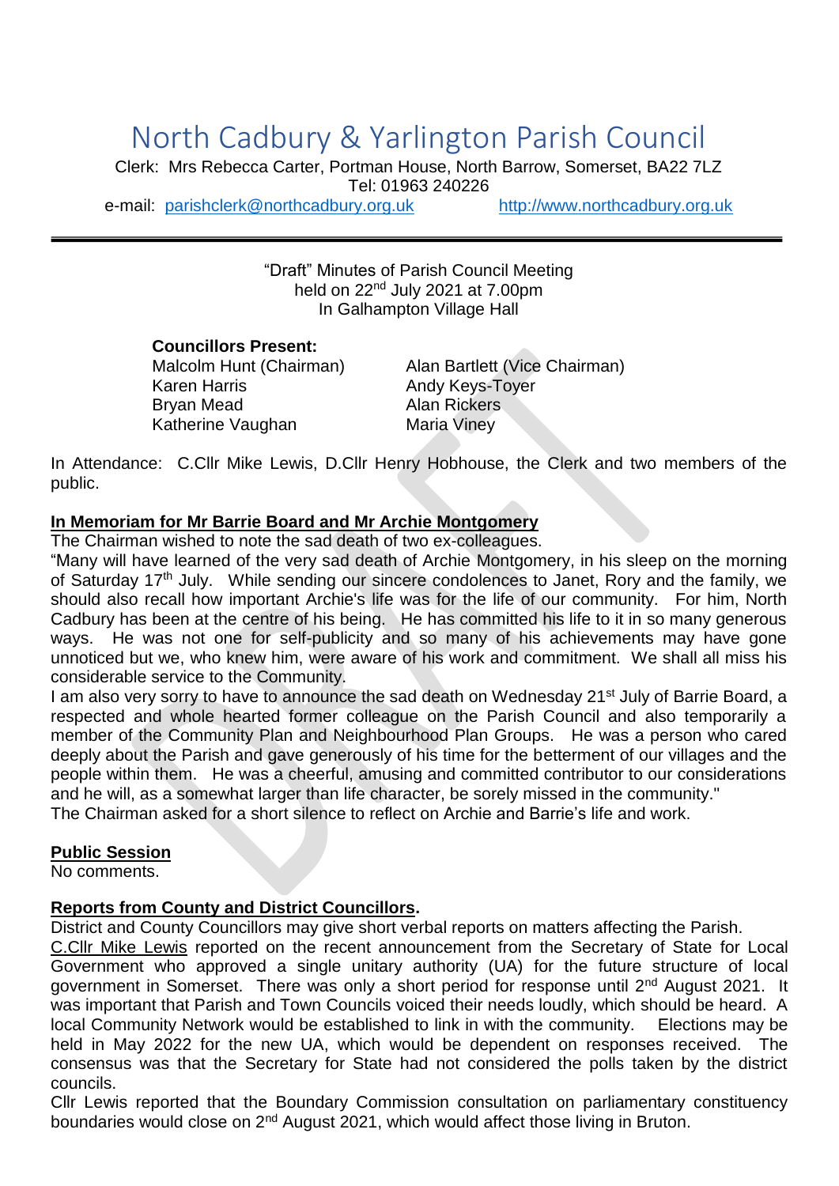# North Cadbury & Yarlington Parish Council

Clerk: Mrs Rebecca Carter, Portman House, North Barrow, Somerset, BA22 7LZ
Tel: 01963 240226
e-mail: parishclerk@northcadbury.org.uk http://www.northcadbury.org.uk

---

"Draft" Minutes of Parish Council Meeting
held on 22nd July 2021 at 7.00pm
In Galhampton Village Hall

**Councillors Present:**

| | |
|---|---|
| Malcolm Hunt (Chairman) | Alan Bartlett (Vice Chairman) |
| Karen Harris | Andy Keys-Toyer |
| Bryan Mead | Alan Rickers |
| Katherine Vaughan | Maria Viney |

In Attendance: C.Cllr Mike Lewis, D.Cllr Henry Hobhouse, the Clerk and two members of the public.

**In Memoriam for Mr Barrie Board and Mr Archie Montgomery**

The Chairman wished to note the sad death of two ex-colleagues.

"Many will have learned of the very sad death of Archie Montgomery, in his sleep on the morning of Saturday 17th July. While sending our sincere condolences to Janet, Rory and the family, we should also recall how important Archie's life was for the life of our community. For him, North Cadbury has been at the centre of his being. He has committed his life to it in so many generous ways. He was not one for self-publicity and so many of his achievements may have gone unnoticed but we, who knew him, were aware of his work and commitment. We shall all miss his considerable service to the Community.

I am also very sorry to have to announce the sad death on Wednesday 21st July of Barrie Board, a respected and whole hearted former colleague on the Parish Council and also temporarily a member of the Community Plan and Neighbourhood Plan Groups. He was a person who cared deeply about the Parish and gave generously of his time for the betterment of our villages and the people within them. He was a cheerful, amusing and committed contributor to our considerations and he will, as a somewhat larger than life character, be sorely missed in the community."

The Chairman asked for a short silence to reflect on Archie and Barrie's life and work.

**Public Session**

No comments.

**Reports from County and District Councillors.**

District and County Councillors may give short verbal reports on matters affecting the Parish.

C.Cllr Mike Lewis reported on the recent announcement from the Secretary of State for Local Government who approved a single unitary authority (UA) for the future structure of local government in Somerset. There was only a short period for response until 2nd August 2021. It was important that Parish and Town Councils voiced their needs loudly, which should be heard. A local Community Network would be established to link in with the community. Elections may be held in May 2022 for the new UA, which would be dependent on responses received. The consensus was that the Secretary for State had not considered the polls taken by the district councils.

Cllr Lewis reported that the Boundary Commission consultation on parliamentary constituency boundaries would close on 2nd August 2021, which would affect those living in Bruton.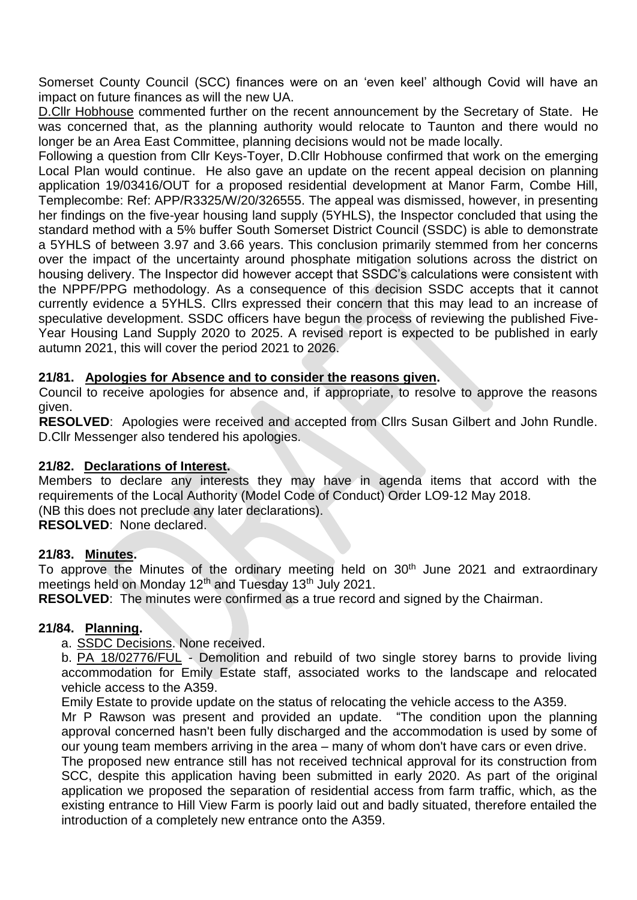Somerset County Council (SCC) finances were on an 'even keel' although Covid will have an impact on future finances as will the new UA.

D.Cllr Hobhouse commented further on the recent announcement by the Secretary of State. He was concerned that, as the planning authority would relocate to Taunton and there would no longer be an Area East Committee, planning decisions would not be made locally.

Following a question from Cllr Keys-Toyer, D.Cllr Hobhouse confirmed that work on the emerging Local Plan would continue. He also gave an update on the recent appeal decision on planning application 19/03416/OUT for a proposed residential development at Manor Farm, Combe Hill, Templecombe: Ref: APP/R3325/W/20/326555. The appeal was dismissed, however, in presenting her findings on the five-year housing land supply (5YHLS), the Inspector concluded that using the standard method with a 5% buffer South Somerset District Council (SSDC) is able to demonstrate a 5YHLS of between 3.97 and 3.66 years. This conclusion primarily stemmed from her concerns over the impact of the uncertainty around phosphate mitigation solutions across the district on housing delivery. The Inspector did however accept that SSDC's calculations were consistent with the NPPF/PPG methodology. As a consequence of this decision SSDC accepts that it cannot currently evidence a 5YHLS. Cllrs expressed their concern that this may lead to an increase of speculative development. SSDC officers have begun the process of reviewing the published Five-Year Housing Land Supply 2020 to 2025. A revised report is expected to be published in early autumn 2021, this will cover the period 2021 to 2026.

**21/81. Apologies for Absence and to consider the reasons given.**

Council to receive apologies for absence and, if appropriate, to resolve to approve the reasons given.

**RESOLVED**: Apologies were received and accepted from Cllrs Susan Gilbert and John Rundle. D.Cllr Messenger also tendered his apologies.

**21/82. Declarations of Interest.**

Members to declare any interests they may have in agenda items that accord with the requirements of the Local Authority (Model Code of Conduct) Order LO9-12 May 2018.
(NB this does not preclude any later declarations).

**RESOLVED**: None declared.

**21/83. Minutes.**

To approve the Minutes of the ordinary meeting held on 30th June 2021 and extraordinary meetings held on Monday 12th and Tuesday 13th July 2021.

**RESOLVED**: The minutes were confirmed as a true record and signed by the Chairman.

**21/84. Planning.**

a. SSDC Decisions. None received.

b. PA 18/02776/FUL - Demolition and rebuild of two single storey barns to provide living accommodation for Emily Estate staff, associated works to the landscape and relocated vehicle access to the A359.

Emily Estate to provide update on the status of relocating the vehicle access to the A359.

Mr P Rawson was present and provided an update. "The condition upon the planning approval concerned hasn't been fully discharged and the accommodation is used by some of our young team members arriving in the area – many of whom don't have cars or even drive.

The proposed new entrance still has not received technical approval for its construction from SCC, despite this application having been submitted in early 2020. As part of the original application we proposed the separation of residential access from farm traffic, which, as the existing entrance to Hill View Farm is poorly laid out and badly situated, therefore entailed the introduction of a completely new entrance onto the A359.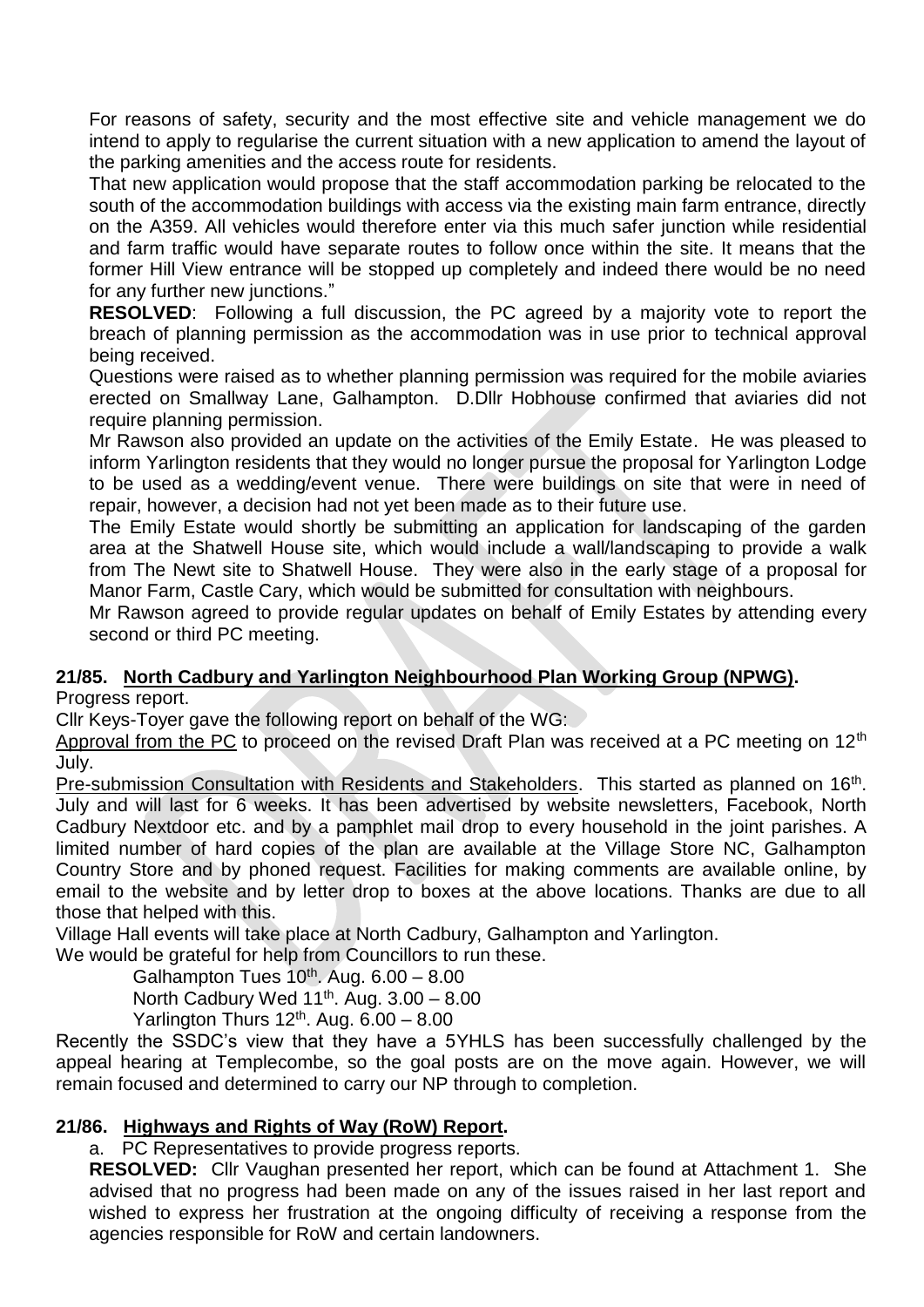For reasons of safety, security and the most effective site and vehicle management we do intend to apply to regularise the current situation with a new application to amend the layout of the parking amenities and the access route for residents.

That new application would propose that the staff accommodation parking be relocated to the south of the accommodation buildings with access via the existing main farm entrance, directly on the A359. All vehicles would therefore enter via this much safer junction while residential and farm traffic would have separate routes to follow once within the site. It means that the former Hill View entrance will be stopped up completely and indeed there would be no need for any further new junctions."

**RESOLVED**: Following a full discussion, the PC agreed by a majority vote to report the breach of planning permission as the accommodation was in use prior to technical approval being received.

Questions were raised as to whether planning permission was required for the mobile aviaries erected on Smallway Lane, Galhampton. D.Dllr Hobhouse confirmed that aviaries did not require planning permission.

Mr Rawson also provided an update on the activities of the Emily Estate. He was pleased to inform Yarlington residents that they would no longer pursue the proposal for Yarlington Lodge to be used as a wedding/event venue. There were buildings on site that were in need of repair, however, a decision had not yet been made as to their future use.

The Emily Estate would shortly be submitting an application for landscaping of the garden area at the Shatwell House site, which would include a wall/landscaping to provide a walk from The Newt site to Shatwell House. They were also in the early stage of a proposal for Manor Farm, Castle Cary, which would be submitted for consultation with neighbours.

Mr Rawson agreed to provide regular updates on behalf of Emily Estates by attending every second or third PC meeting.

## 21/85. North Cadbury and Yarlington Neighbourhood Plan Working Group (NPWG).

Progress report.

Cllr Keys-Toyer gave the following report on behalf of the WG:

Approval from the PC to proceed on the revised Draft Plan was received at a PC meeting on 12th July.

Pre-submission Consultation with Residents and Stakeholders. This started as planned on 16th. July and will last for 6 weeks. It has been advertised by website newsletters, Facebook, North Cadbury Nextdoor etc. and by a pamphlet mail drop to every household in the joint parishes. A limited number of hard copies of the plan are available at the Village Store NC, Galhampton Country Store and by phoned request. Facilities for making comments are available online, by email to the website and by letter drop to boxes at the above locations. Thanks are due to all those that helped with this.

Village Hall events will take place at North Cadbury, Galhampton and Yarlington.

We would be grateful for help from Councillors to run these.

Galhampton Tues 10th. Aug. 6.00 – 8.00
North Cadbury Wed 11th. Aug. 3.00 – 8.00
Yarlington Thurs 12th. Aug. 6.00 – 8.00

Recently the SSDC's view that they have a 5YHLS has been successfully challenged by the appeal hearing at Templecombe, so the goal posts are on the move again. However, we will remain focused and determined to carry our NP through to completion.

## 21/86. Highways and Rights of Way (RoW) Report.

a. PC Representatives to provide progress reports.

**RESOLVED:** Cllr Vaughan presented her report, which can be found at Attachment 1. She advised that no progress had been made on any of the issues raised in her last report and wished to express her frustration at the ongoing difficulty of receiving a response from the agencies responsible for RoW and certain landowners.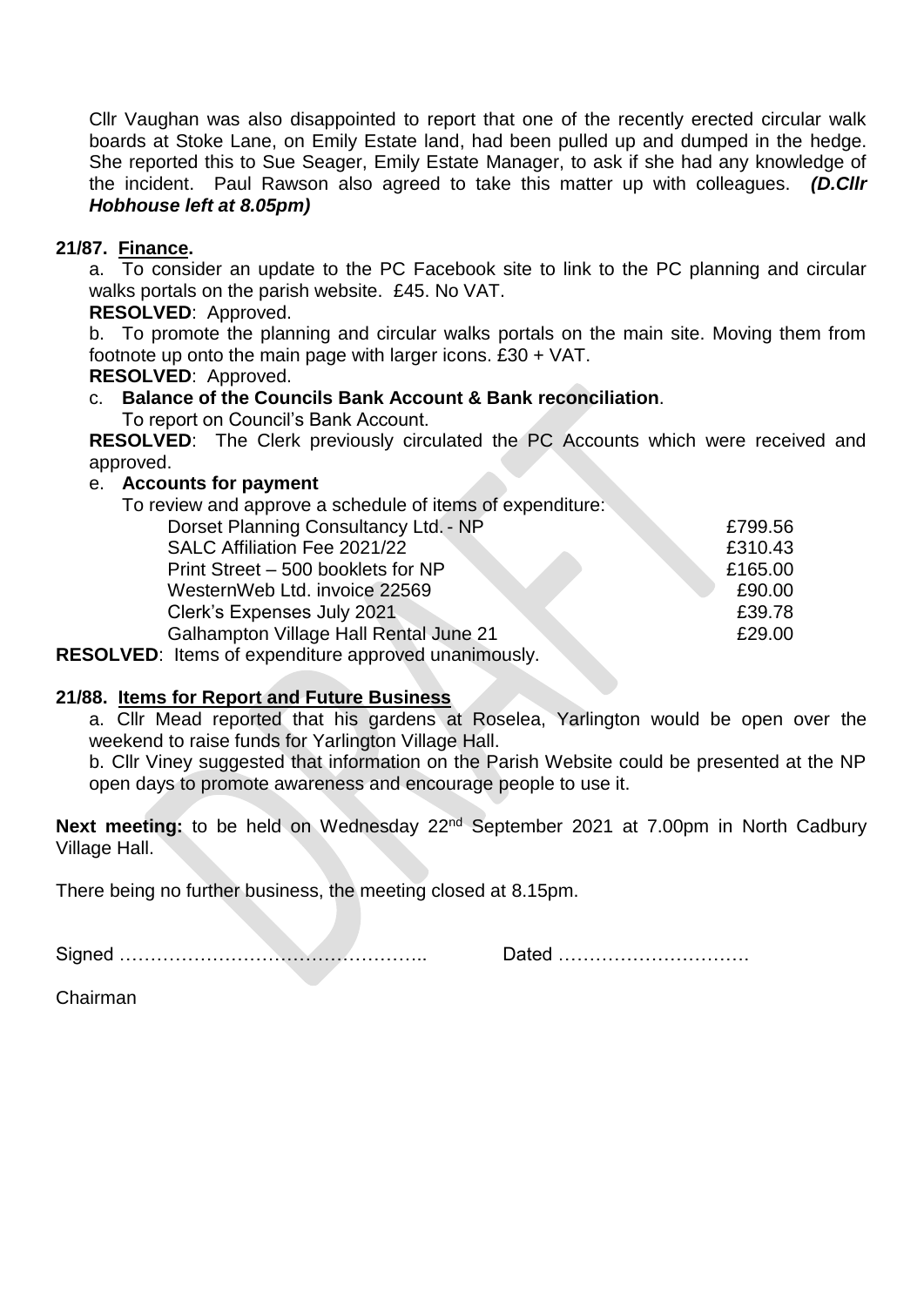Cllr Vaughan was also disappointed to report that one of the recently erected circular walk boards at Stoke Lane, on Emily Estate land, had been pulled up and dumped in the hedge. She reported this to Sue Seager, Emily Estate Manager, to ask if she had any knowledge of the incident. Paul Rawson also agreed to take this matter up with colleagues. ***(D.Cllr Hobhouse left at 8.05pm)***

**21/87. <u>Finance</u>.**

a. To consider an update to the PC Facebook site to link to the PC planning and circular walks portals on the parish website. £45. No VAT.

**RESOLVED**: Approved.

b. To promote the planning and circular walks portals on the main site. Moving them from footnote up onto the main page with larger icons. £30 + VAT.

**RESOLVED**: Approved.

c. **Balance of the Councils Bank Account & Bank reconciliation**.

To report on Council's Bank Account.

**RESOLVED**: The Clerk previously circulated the PC Accounts which were received and approved.

e. **Accounts for payment**

To review and approve a schedule of items of expenditure:

| | |
|---|---|
| Dorset Planning Consultancy Ltd. - NP | £799.56 |
| SALC Affiliation Fee 2021/22 | £310.43 |
| Print Street – 500 booklets for NP | £165.00 |
| WesternWeb Ltd. invoice 22569 | £90.00 |
| Clerk's Expenses July 2021 | £39.78 |
| Galhampton Village Hall Rental June 21 | £29.00 |

**RESOLVED**: Items of expenditure approved unanimously.

**21/88. <u>Items for Report and Future Business</u>**

a. Cllr Mead reported that his gardens at Roselea, Yarlington would be open over the weekend to raise funds for Yarlington Village Hall.

b. Cllr Viney suggested that information on the Parish Website could be presented at the NP open days to promote awareness and encourage people to use it.

**Next meeting:** to be held on Wednesday 22nd September 2021 at 7.00pm in North Cadbury Village Hall.

There being no further business, the meeting closed at 8.15pm.

Signed ………………………………………….. Dated ………………………….

Chairman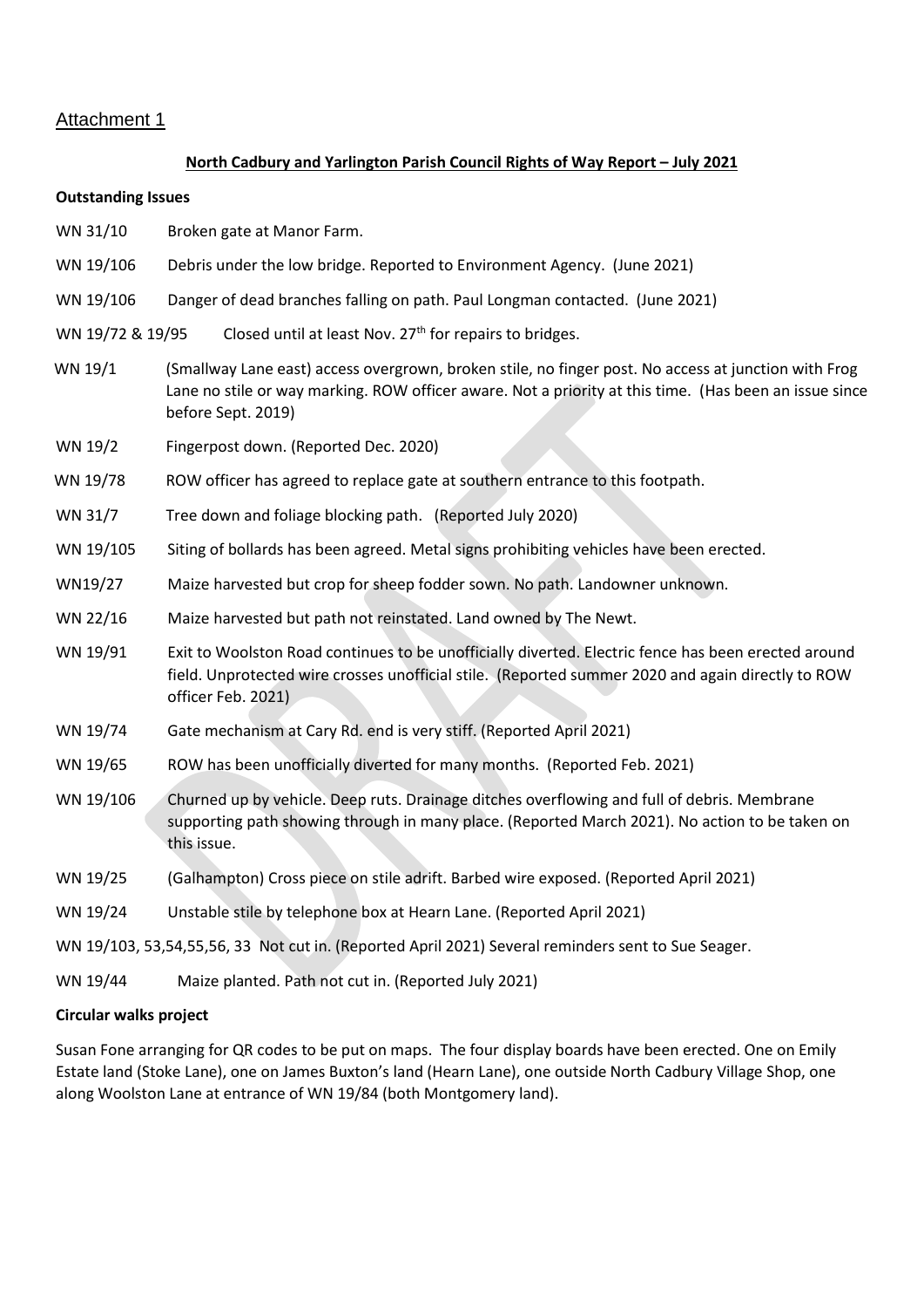Attachment 1

**North Cadbury and Yarlington Parish Council Rights of Way Report – July 2021**

**Outstanding Issues**

WN 31/10 Broken gate at Manor Farm.

WN 19/106 Debris under the low bridge. Reported to Environment Agency. (June 2021)

WN 19/106 Danger of dead branches falling on path. Paul Longman contacted. (June 2021)

WN 19/72 & 19/95 Closed until at least Nov. 27th for repairs to bridges.

WN 19/1 (Smallway Lane east) access overgrown, broken stile, no finger post. No access at junction with Frog Lane no stile or way marking. ROW officer aware. Not a priority at this time. (Has been an issue since before Sept. 2019)

WN 19/2 Fingerpost down. (Reported Dec. 2020)

WN 19/78 ROW officer has agreed to replace gate at southern entrance to this footpath.

WN 31/7 Tree down and foliage blocking path. (Reported July 2020)

WN 19/105 Siting of bollards has been agreed. Metal signs prohibiting vehicles have been erected.

WN19/27 Maize harvested but crop for sheep fodder sown. No path. Landowner unknown.

WN 22/16 Maize harvested but path not reinstated. Land owned by The Newt.

WN 19/91 Exit to Woolston Road continues to be unofficially diverted. Electric fence has been erected around field. Unprotected wire crosses unofficial stile. (Reported summer 2020 and again directly to ROW officer Feb. 2021)

WN 19/74 Gate mechanism at Cary Rd. end is very stiff. (Reported April 2021)

WN 19/65 ROW has been unofficially diverted for many months. (Reported Feb. 2021)

WN 19/106 Churned up by vehicle. Deep ruts. Drainage ditches overflowing and full of debris. Membrane supporting path showing through in many place. (Reported March 2021). No action to be taken on this issue.

WN 19/25 (Galhampton) Cross piece on stile adrift. Barbed wire exposed. (Reported April 2021)

WN 19/24 Unstable stile by telephone box at Hearn Lane. (Reported April 2021)

WN 19/103, 53,54,55,56, 33 Not cut in. (Reported April 2021) Several reminders sent to Sue Seager.

WN 19/44 Maize planted. Path not cut in. (Reported July 2021)

**Circular walks project**

Susan Fone arranging for QR codes to be put on maps. The four display boards have been erected. One on Emily Estate land (Stoke Lane), one on James Buxton's land (Hearn Lane), one outside North Cadbury Village Shop, one along Woolston Lane at entrance of WN 19/84 (both Montgomery land).